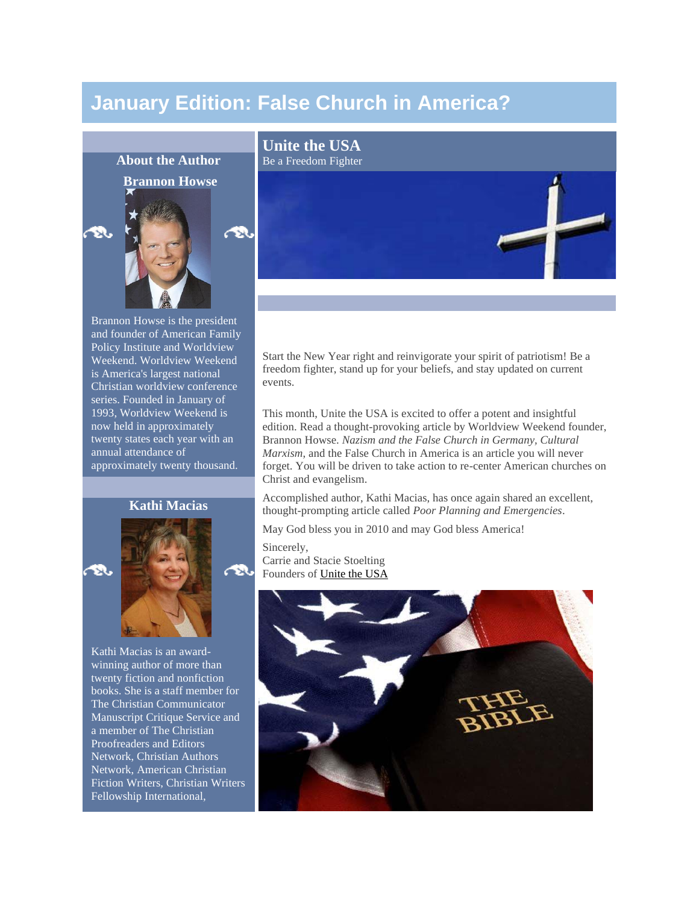# January Edition: False Church in America?

## Unite the USA

Be a Freedom Fighter

Start the New Year right and reinvigorate your spirit of patriotism! Be a freedom fighter, stand up for your beliefs, and stay updated on current events.

This month, Unite the USA is excited to offer a potent and insightful edition. Read a thought-provoking article by Worldview Weekend founder, Brannon Howse. *Nazism and the False Church in Germany, Cultural Marxism*, and the False Church in America is an article you will never forget. You will be driven to take action to re-center American churches on Christ and evangelism.

Accomplished author, Kathi Macias, has once again shared an excellent, thought-prompting article called *Poor Planning and Emergencies*.

May God bless you in 2010 and may God bless America!

Sincerely,
Carrie and Stacie Stoelting
Founders of Unite the USA

### About the Author

#### Brannon Howse

Brannon Howse is the president and founder of American Family Policy Institute and Worldview Weekend. Worldview Weekend is America's largest national Christian worldview conference series. Founded in January of 1993, Worldview Weekend is now held in approximately twenty states each year with an annual attendance of approximately twenty thousand.

#### Kathi Macias

Kathi Macias is an award-winning author of more than twenty fiction and nonfiction books. She is a staff member for The Christian Communicator Manuscript Critique Service and a member of The Christian Proofreaders and Editors Network, Christian Authors Network, American Christian Fiction Writers, Christian Writers Fellowship International,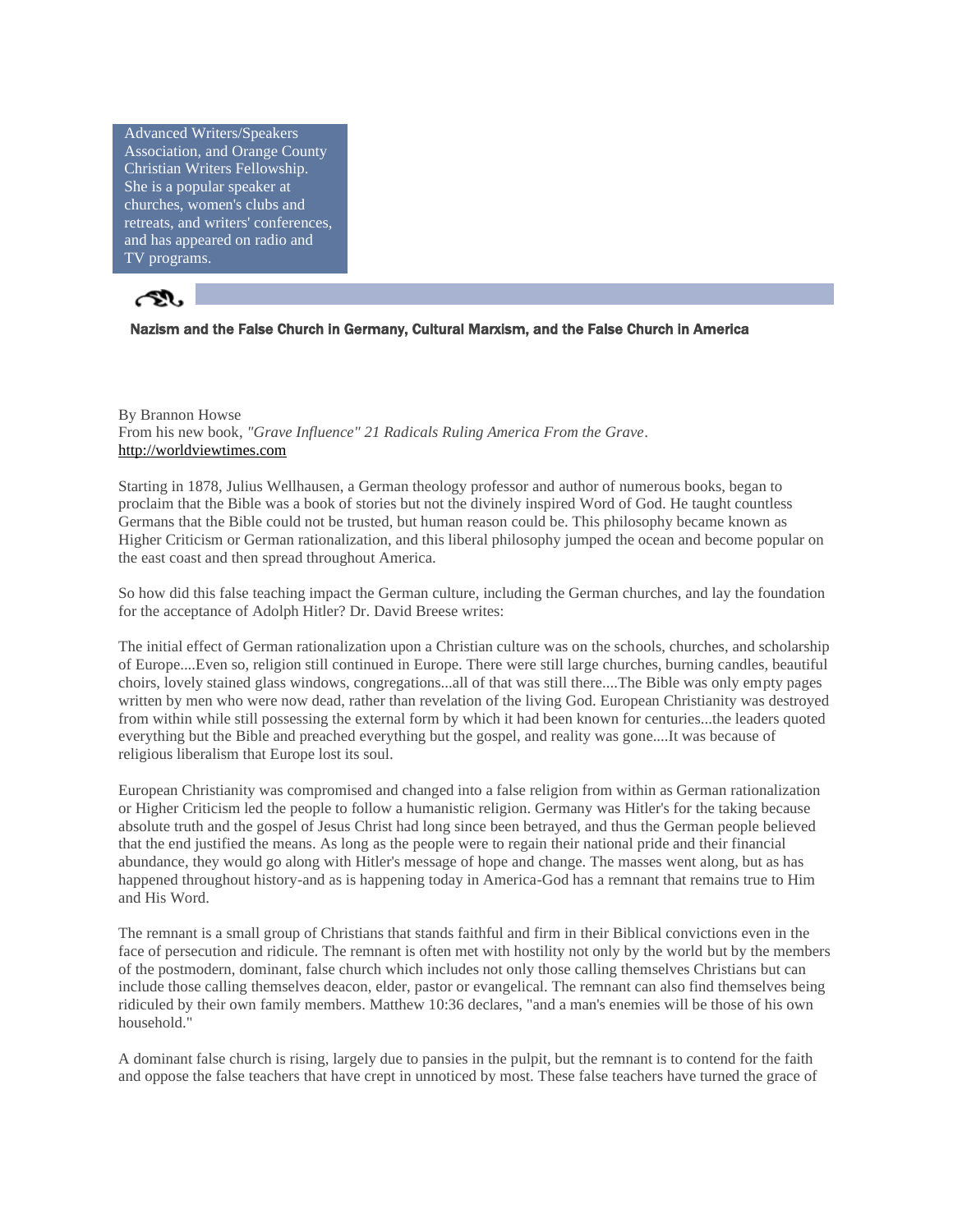Advanced Writers/Speakers Association, and Orange County Christian Writers Fellowship. She is a popular speaker at churches, women's clubs and retreats, and writers' conferences, and has appeared on radio and TV programs.

## Nazism and the False Church in Germany, Cultural Marxism, and the False Church in America

By Brannon Howse
From his new book, *"Grave Influence" 21 Radicals Ruling America From the Grave*.
http://worldviewtimes.com

Starting in 1878, Julius Wellhausen, a German theology professor and author of numerous books, began to proclaim that the Bible was a book of stories but not the divinely inspired Word of God. He taught countless Germans that the Bible could not be trusted, but human reason could be. This philosophy became known as Higher Criticism or German rationalization, and this liberal philosophy jumped the ocean and become popular on the east coast and then spread throughout America.

So how did this false teaching impact the German culture, including the German churches, and lay the foundation for the acceptance of Adolph Hitler? Dr. David Breese writes:

The initial effect of German rationalization upon a Christian culture was on the schools, churches, and scholarship of Europe....Even so, religion still continued in Europe. There were still large churches, burning candles, beautiful choirs, lovely stained glass windows, congregations...all of that was still there....The Bible was only empty pages written by men who were now dead, rather than revelation of the living God. European Christianity was destroyed from within while still possessing the external form by which it had been known for centuries...the leaders quoted everything but the Bible and preached everything but the gospel, and reality was gone....It was because of religious liberalism that Europe lost its soul.

European Christianity was compromised and changed into a false religion from within as German rationalization or Higher Criticism led the people to follow a humanistic religion. Germany was Hitler's for the taking because absolute truth and the gospel of Jesus Christ had long since been betrayed, and thus the German people believed that the end justified the means. As long as the people were to regain their national pride and their financial abundance, they would go along with Hitler's message of hope and change. The masses went along, but as has happened throughout history-and as is happening today in America-God has a remnant that remains true to Him and His Word.

The remnant is a small group of Christians that stands faithful and firm in their Biblical convictions even in the face of persecution and ridicule. The remnant is often met with hostility not only by the world but by the members of the postmodern, dominant, false church which includes not only those calling themselves Christians but can include those calling themselves deacon, elder, pastor or evangelical. The remnant can also find themselves being ridiculed by their own family members. Matthew 10:36 declares, "and a man's enemies will be those of his own household."

A dominant false church is rising, largely due to pansies in the pulpit, but the remnant is to contend for the faith and oppose the false teachers that have crept in unnoticed by most. These false teachers have turned the grace of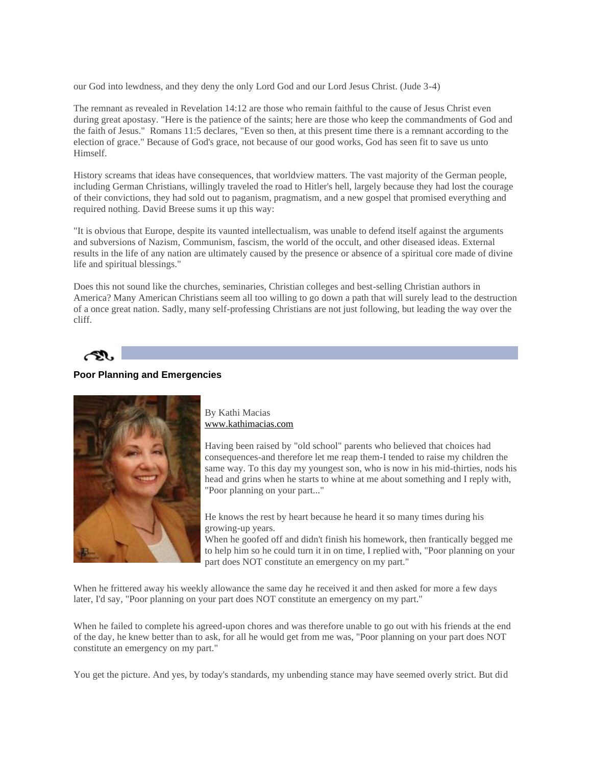our God into lewdness, and they deny the only Lord God and our Lord Jesus Christ. (Jude 3-4)

The remnant as revealed in Revelation 14:12 are those who remain faithful to the cause of Jesus Christ even during great apostasy. "Here is the patience of the saints; here are those who keep the commandments of God and the faith of Jesus." Romans 11:5 declares, "Even so then, at this present time there is a remnant according to the election of grace." Because of God's grace, not because of our good works, God has seen fit to save us unto Himself.

History screams that ideas have consequences, that worldview matters. The vast majority of the German people, including German Christians, willingly traveled the road to Hitler's hell, largely because they had lost the courage of their convictions, they had sold out to paganism, pragmatism, and a new gospel that promised everything and required nothing. David Breese sums it up this way:

"It is obvious that Europe, despite its vaunted intellectualism, was unable to defend itself against the arguments and subversions of Nazism, Communism, fascism, the world of the occult, and other diseased ideas. External results in the life of any nation are ultimately caused by the presence or absence of a spiritual core made of divine life and spiritual blessings."

Does this not sound like the churches, seminaries, Christian colleges and best-selling Christian authors in America? Many American Christians seem all too willing to go down a path that will surely lead to the destruction of a once great nation. Sadly, many self-professing Christians are not just following, but leading the way over the cliff.

### Poor Planning and Emergencies

By Kathi Macias
www.kathimacias.com

Having been raised by "old school" parents who believed that choices had consequences-and therefore let me reap them-I tended to raise my children the same way. To this day my youngest son, who is now in his mid-thirties, nods his head and grins when he starts to whine at me about something and I reply with, "Poor planning on your part..."

He knows the rest by heart because he heard it so many times during his growing-up years.
When he goofed off and didn't finish his homework, then frantically begged me to help him so he could turn it in on time, I replied with, "Poor planning on your part does NOT constitute an emergency on my part."

When he frittered away his weekly allowance the same day he received it and then asked for more a few days later, I'd say, "Poor planning on your part does NOT constitute an emergency on my part."

When he failed to complete his agreed-upon chores and was therefore unable to go out with his friends at the end of the day, he knew better than to ask, for all he would get from me was, "Poor planning on your part does NOT constitute an emergency on my part."

You get the picture. And yes, by today's standards, my unbending stance may have seemed overly strict. But did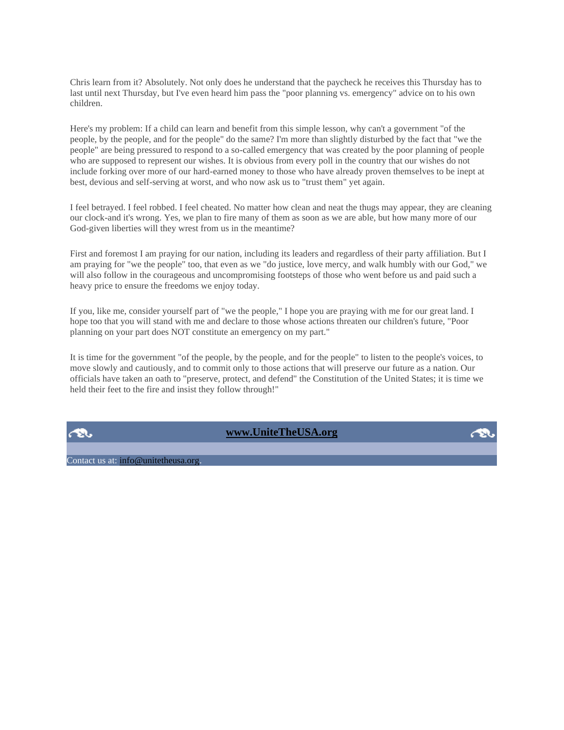Chris learn from it? Absolutely. Not only does he understand that the paycheck he receives this Thursday has to last until next Thursday, but I've even heard him pass the "poor planning vs. emergency" advice on to his own children.

Here's my problem: If a child can learn and benefit from this simple lesson, why can't a government "of the people, by the people, and for the people" do the same? I'm more than slightly disturbed by the fact that "we the people" are being pressured to respond to a so-called emergency that was created by the poor planning of people who are supposed to represent our wishes. It is obvious from every poll in the country that our wishes do not include forking over more of our hard-earned money to those who have already proven themselves to be inept at best, devious and self-serving at worst, and who now ask us to "trust them" yet again.

I feel betrayed. I feel robbed. I feel cheated. No matter how clean and neat the thugs may appear, they are cleaning our clock-and it's wrong. Yes, we plan to fire many of them as soon as we are able, but how many more of our God-given liberties will they wrest from us in the meantime?

First and foremost I am praying for our nation, including its leaders and regardless of their party affiliation. But I am praying for "we the people" too, that even as we "do justice, love mercy, and walk humbly with our God," we will also follow in the courageous and uncompromising footsteps of those who went before us and paid such a heavy price to ensure the freedoms we enjoy today.

If you, like me, consider yourself part of "we the people," I hope you are praying with me for our great land. I hope too that you will stand with me and declare to those whose actions threaten our children's future, "Poor planning on your part does NOT constitute an emergency on my part."

It is time for the government "of the people, by the people, and for the people" to listen to the people's voices, to move slowly and cautiously, and to commit only to those actions that will preserve our future as a nation. Our officials have taken an oath to "preserve, protect, and defend" the Constitution of the United States; it is time we held their feet to the fire and insist they follow through!"

**www.UniteTheUSA.org**

Contact us at: info@unitetheusa.org.